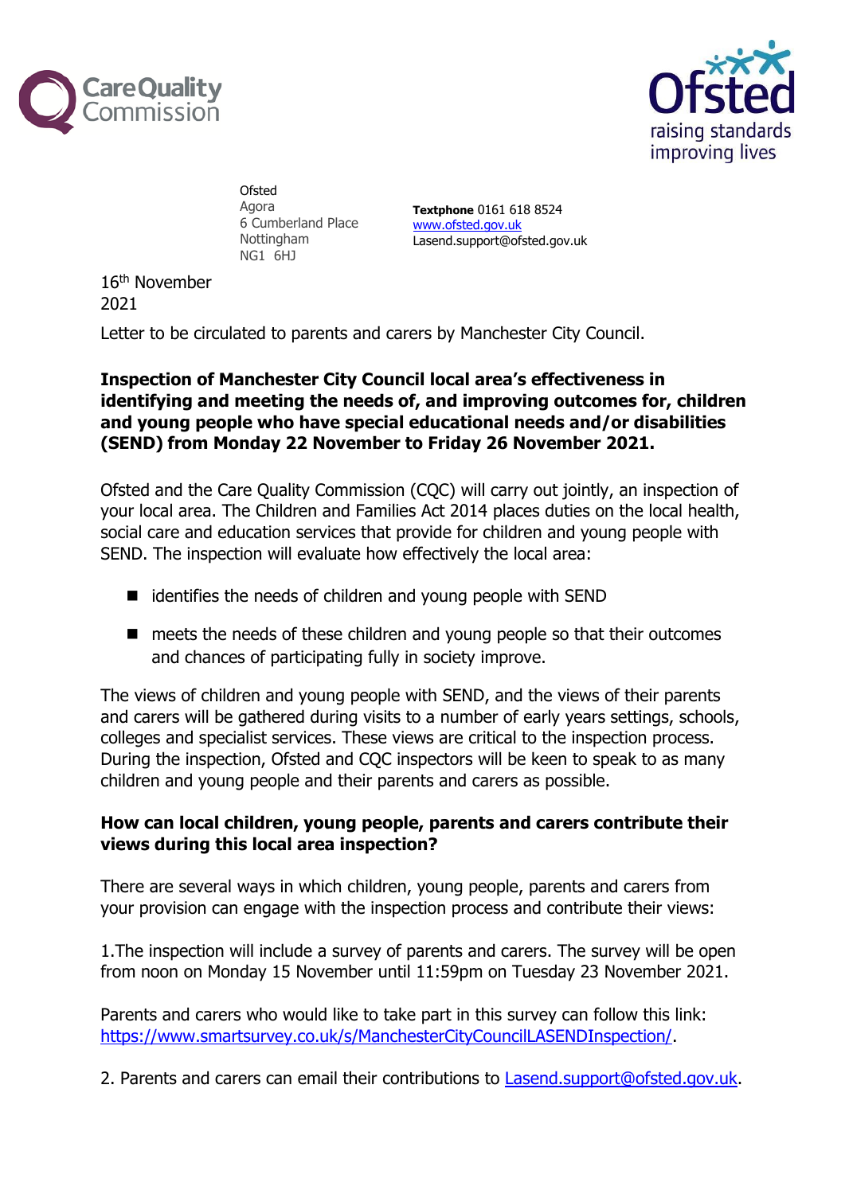Ofsted
Agora
6 Cumberland Place
Nottingham
NG1 6HJ

**Textphone** 0161 618 8524
[www.ofsted.gov.uk](http://www.ofsted.gov.uk)
Lasend.support@ofsted.gov.uk

16th November
2021

Letter to be circulated to parents and carers by Manchester City Council.

**Inspection of Manchester City Council local area's effectiveness in identifying and meeting the needs of, and improving outcomes for, children and young people who have special educational needs and/or disabilities (SEND) from Monday 22 November to Friday 26 November 2021.**

Ofsted and the Care Quality Commission (CQC) will carry out jointly, an inspection of your local area. The Children and Families Act 2014 places duties on the local health, social care and education services that provide for children and young people with SEND. The inspection will evaluate how effectively the local area:

- identifies the needs of children and young people with SEND
- meets the needs of these children and young people so that their outcomes and chances of participating fully in society improve.

The views of children and young people with SEND, and the views of their parents and carers will be gathered during visits to a number of early years settings, schools, colleges and specialist services. These views are critical to the inspection process. During the inspection, Ofsted and CQC inspectors will be keen to speak to as many children and young people and their parents and carers as possible.

**How can local children, young people, parents and carers contribute their views during this local area inspection?**

There are several ways in which children, young people, parents and carers from your provision can engage with the inspection process and contribute their views:

1.The inspection will include a survey of parents and carers. The survey will be open from noon on Monday 15 November until 11:59pm on Tuesday 23 November 2021.

Parents and carers who would like to take part in this survey can follow this link: [https://www.smartsurvey.co.uk/s/ManchesterCityCouncilLASENDInspection/](https://www.smartsurvey.co.uk/s/ManchesterCityCouncilLASENDInspection/).

2. Parents and carers can email their contributions to [Lasend.support@ofsted.gov.uk](mailto:Lasend.support@ofsted.gov.uk).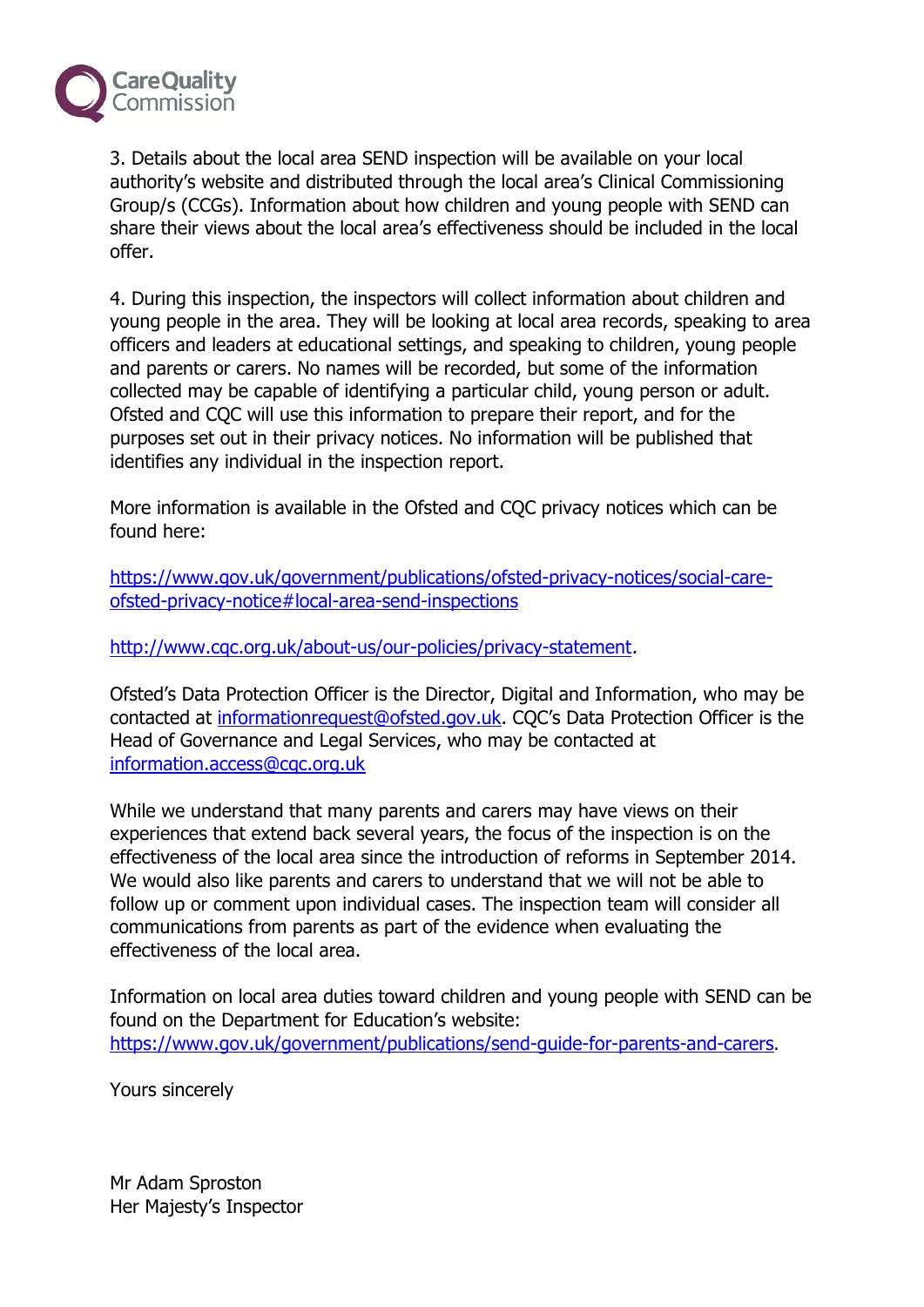3. Details about the local area SEND inspection will be available on your local authority's website and distributed through the local area's Clinical Commissioning Group/s (CCGs). Information about how children and young people with SEND can share their views about the local area's effectiveness should be included in the local offer.

4. During this inspection, the inspectors will collect information about children and young people in the area. They will be looking at local area records, speaking to area officers and leaders at educational settings, and speaking to children, young people and parents or carers. No names will be recorded, but some of the information collected may be capable of identifying a particular child, young person or adult. Ofsted and CQC will use this information to prepare their report, and for the purposes set out in their privacy notices. No information will be published that identifies any individual in the inspection report.

More information is available in the Ofsted and CQC privacy notices which can be found here:

https://www.gov.uk/government/publications/ofsted-privacy-notices/social-care-ofsted-privacy-notice#local-area-send-inspections

http://www.cqc.org.uk/about-us/our-policies/privacy-statement.

Ofsted's Data Protection Officer is the Director, Digital and Information, who may be contacted at informationrequest@ofsted.gov.uk. CQC's Data Protection Officer is the Head of Governance and Legal Services, who may be contacted at information.access@cqc.org.uk

While we understand that many parents and carers may have views on their experiences that extend back several years, the focus of the inspection is on the effectiveness of the local area since the introduction of reforms in September 2014. We would also like parents and carers to understand that we will not be able to follow up or comment upon individual cases. The inspection team will consider all communications from parents as part of the evidence when evaluating the effectiveness of the local area.

Information on local area duties toward children and young people with SEND can be found on the Department for Education's website: https://www.gov.uk/government/publications/send-guide-for-parents-and-carers.

Yours sincerely

Mr Adam Sproston
Her Majesty's Inspector